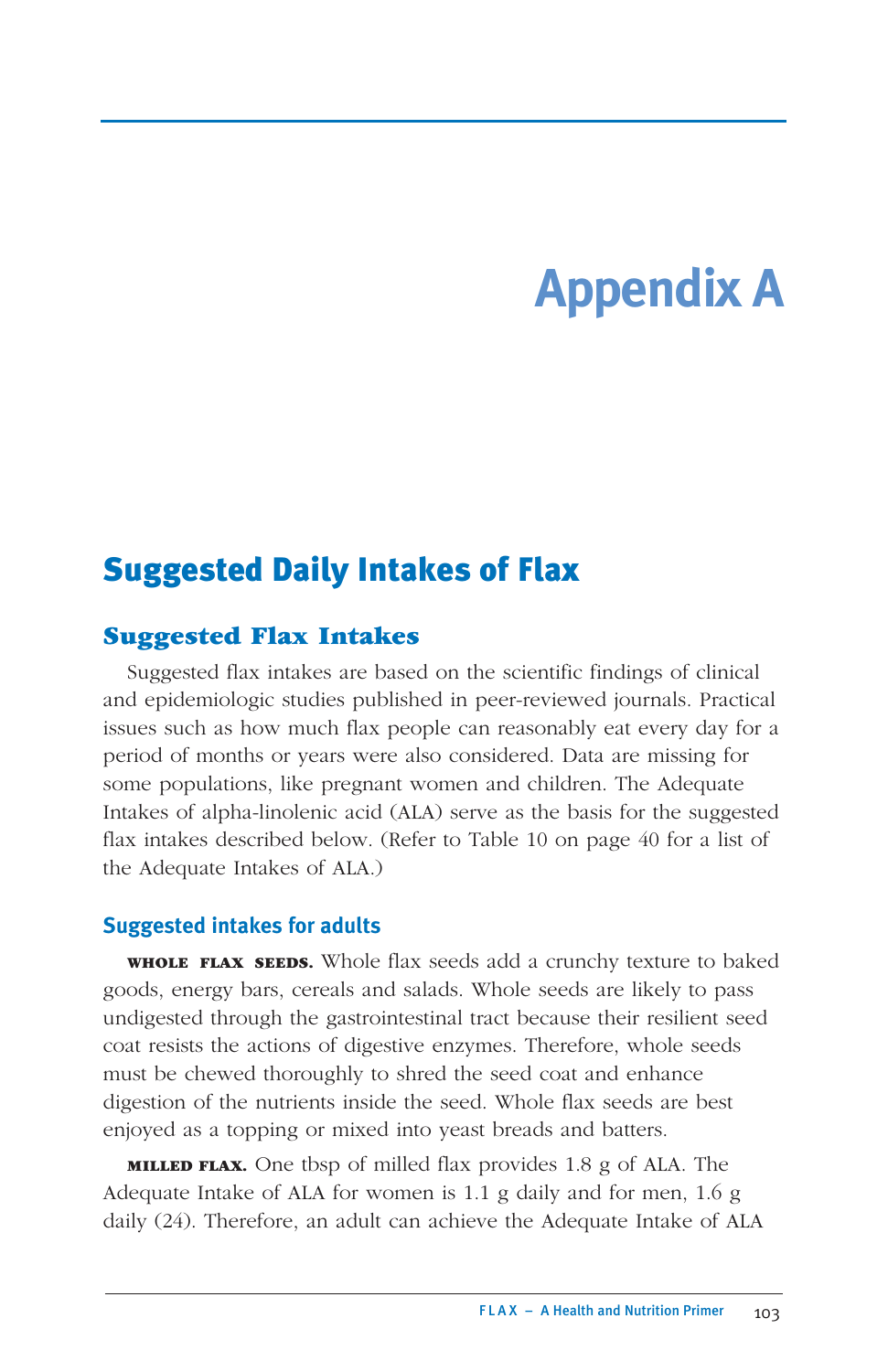# Appendix A

## Suggested Daily Intakes of Flax

### Suggested Flax Intakes

Suggested flax intakes are based on the scientific findings of clinical and epidemiologic studies published in peer-reviewed journals. Practical issues such as how much flax people can reasonably eat every day for a period of months or years were also considered. Data are missing for some populations, like pregnant women and children. The Adequate Intakes of alpha-linolenic acid (ALA) serve as the basis for the suggested flax intakes described below. (Refer to Table 10 on page 40 for a list of the Adequate Intakes of ALA.)

#### Suggested intakes for adults

**WHOLE FLAX SEEDS.** Whole flax seeds add a crunchy texture to baked goods, energy bars, cereals and salads. Whole seeds are likely to pass undigested through the gastrointestinal tract because their resilient seed coat resists the actions of digestive enzymes. Therefore, whole seeds must be chewed thoroughly to shred the seed coat and enhance digestion of the nutrients inside the seed. Whole flax seeds are best enjoyed as a topping or mixed into yeast breads and batters.

**MILLED FLAX.** One tbsp of milled flax provides 1.8 g of ALA. The Adequate Intake of ALA for women is 1.1 g daily and for men, 1.6 g daily (24). Therefore, an adult can achieve the Adequate Intake of ALA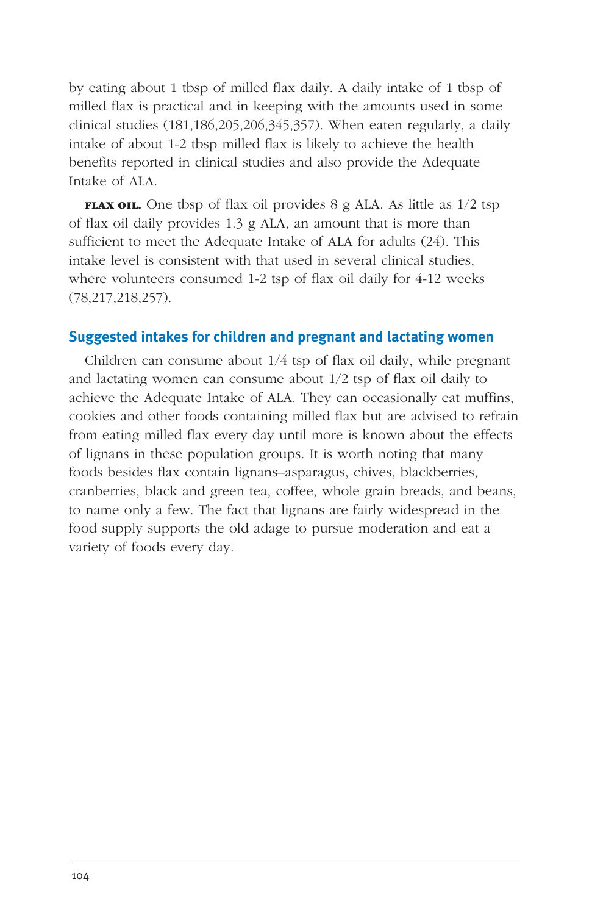by eating about 1 tbsp of milled flax daily. A daily intake of 1 tbsp of milled flax is practical and in keeping with the amounts used in some clinical studies (181,186,205,206,345,357). When eaten regularly, a daily intake of about 1-2 tbsp milled flax is likely to achieve the health benefits reported in clinical studies and also provide the Adequate Intake of ALA.

**FLAX OIL.** One tbsp of flax oil provides 8 g ALA. As little as 1/2 tsp of flax oil daily provides 1.3 g ALA, an amount that is more than sufficient to meet the Adequate Intake of ALA for adults (24). This intake level is consistent with that used in several clinical studies, where volunteers consumed 1-2 tsp of flax oil daily for 4-12 weeks (78,217,218,257).

## Suggested intakes for children and pregnant and lactating women

Children can consume about 1/4 tsp of flax oil daily, while pregnant and lactating women can consume about 1/2 tsp of flax oil daily to achieve the Adequate Intake of ALA. They can occasionally eat muffins, cookies and other foods containing milled flax but are advised to refrain from eating milled flax every day until more is known about the effects of lignans in these population groups. It is worth noting that many foods besides flax contain lignans–asparagus, chives, blackberries, cranberries, black and green tea, coffee, whole grain breads, and beans, to name only a few. The fact that lignans are fairly widespread in the food supply supports the old adage to pursue moderation and eat a variety of foods every day.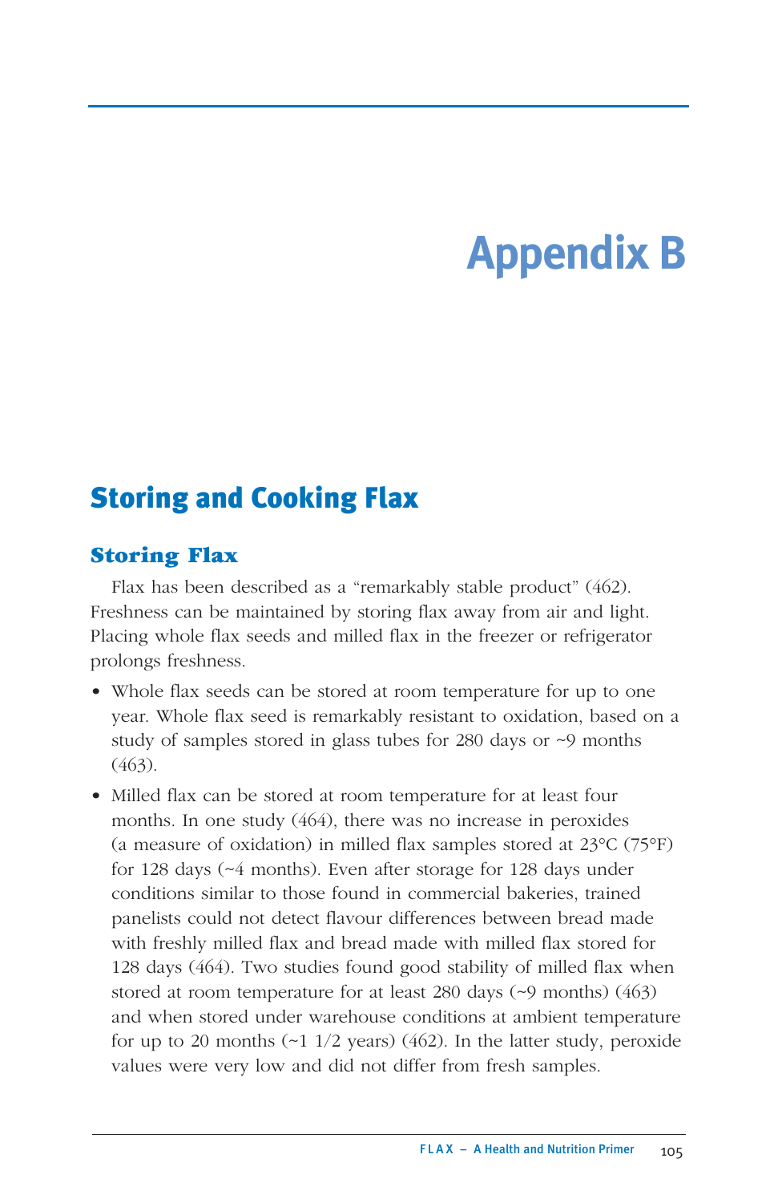# Appendix B

## Storing and Cooking Flax

### Storing Flax

Flax has been described as a "remarkably stable product" (462). Freshness can be maintained by storing flax away from air and light. Placing whole flax seeds and milled flax in the freezer or refrigerator prolongs freshness.

- Whole flax seeds can be stored at room temperature for up to one year. Whole flax seed is remarkably resistant to oxidation, based on a study of samples stored in glass tubes for 280 days or ~9 months (463).
- Milled flax can be stored at room temperature for at least four months. In one study (464), there was no increase in peroxides (a measure of oxidation) in milled flax samples stored at 23°C (75°F) for 128 days (~4 months). Even after storage for 128 days under conditions similar to those found in commercial bakeries, trained panelists could not detect flavour differences between bread made with freshly milled flax and bread made with milled flax stored for 128 days (464). Two studies found good stability of milled flax when stored at room temperature for at least 280 days (~9 months) (463) and when stored under warehouse conditions at ambient temperature for up to 20 months (~1 1/2 years) (462). In the latter study, peroxide values were very low and did not differ from fresh samples.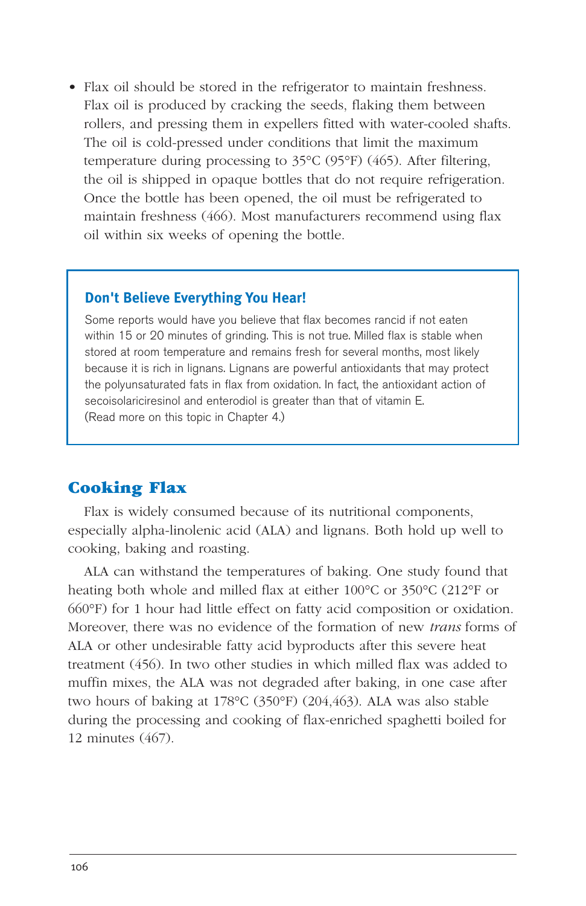- Flax oil should be stored in the refrigerator to maintain freshness. Flax oil is produced by cracking the seeds, flaking them between rollers, and pressing them in expellers fitted with water-cooled shafts. The oil is cold-pressed under conditions that limit the maximum temperature during processing to 35°C (95°F) (465). After filtering, the oil is shipped in opaque bottles that do not require refrigeration. Once the bottle has been opened, the oil must be refrigerated to maintain freshness (466). Most manufacturers recommend using flax oil within six weeks of opening the bottle.

> ### Don't Believe Everything You Hear!
>
> Some reports would have you believe that flax becomes rancid if not eaten within 15 or 20 minutes of grinding. This is not true. Milled flax is stable when stored at room temperature and remains fresh for several months, most likely because it is rich in lignans. Lignans are powerful antioxidants that may protect the polyunsaturated fats in flax from oxidation. In fact, the antioxidant action of secoisolariciresinol and enterodiol is greater than that of vitamin E. (Read more on this topic in Chapter 4.)

## Cooking Flax

Flax is widely consumed because of its nutritional components, especially alpha-linolenic acid (ALA) and lignans. Both hold up well to cooking, baking and roasting.

ALA can withstand the temperatures of baking. One study found that heating both whole and milled flax at either 100°C or 350°C (212°F or 660°F) for 1 hour had little effect on fatty acid composition or oxidation. Moreover, there was no evidence of the formation of new *trans* forms of ALA or other undesirable fatty acid byproducts after this severe heat treatment (456). In two other studies in which milled flax was added to muffin mixes, the ALA was not degraded after baking, in one case after two hours of baking at 178°C (350°F) (204,463). ALA was also stable during the processing and cooking of flax-enriched spaghetti boiled for 12 minutes (467).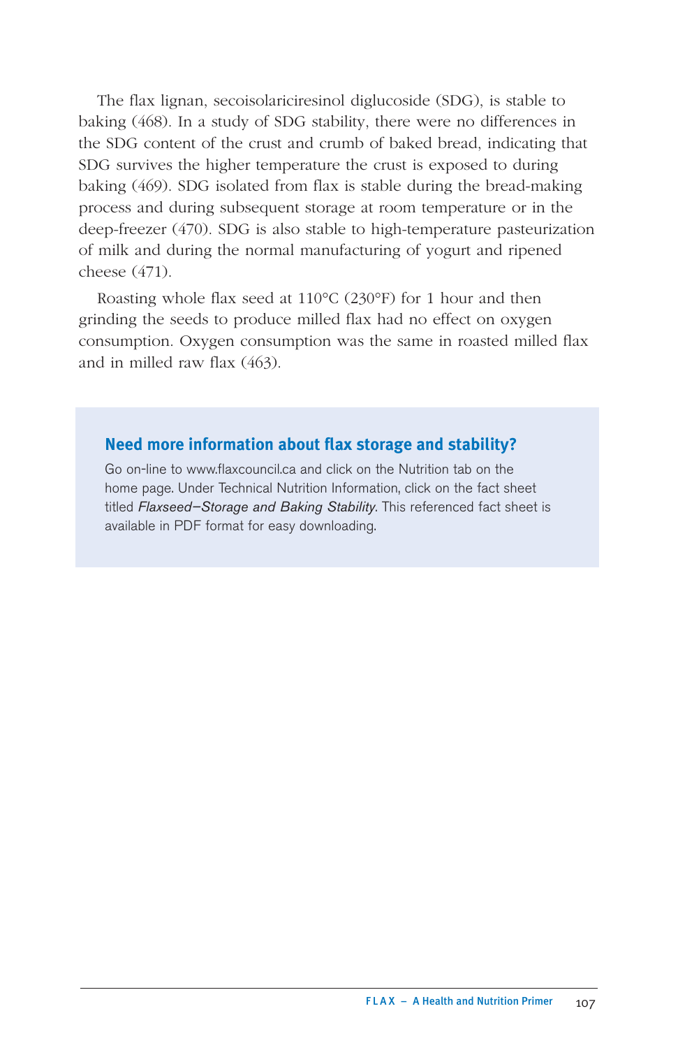The flax lignan, secoisolariciresinol diglucoside (SDG), is stable to baking (468). In a study of SDG stability, there were no differences in the SDG content of the crust and crumb of baked bread, indicating that SDG survives the higher temperature the crust is exposed to during baking (469). SDG isolated from flax is stable during the bread-making process and during subsequent storage at room temperature or in the deep-freezer (470). SDG is also stable to high-temperature pasteurization of milk and during the normal manufacturing of yogurt and ripened cheese (471).

Roasting whole flax seed at 110°C (230°F) for 1 hour and then grinding the seeds to produce milled flax had no effect on oxygen consumption. Oxygen consumption was the same in roasted milled flax and in milled raw flax (463).

### Need more information about flax storage and stability?

Go on-line to www.flaxcouncil.ca and click on the Nutrition tab on the home page. Under Technical Nutrition Information, click on the fact sheet titled *Flaxseed–Storage and Baking Stability*. This referenced fact sheet is available in PDF format for easy downloading.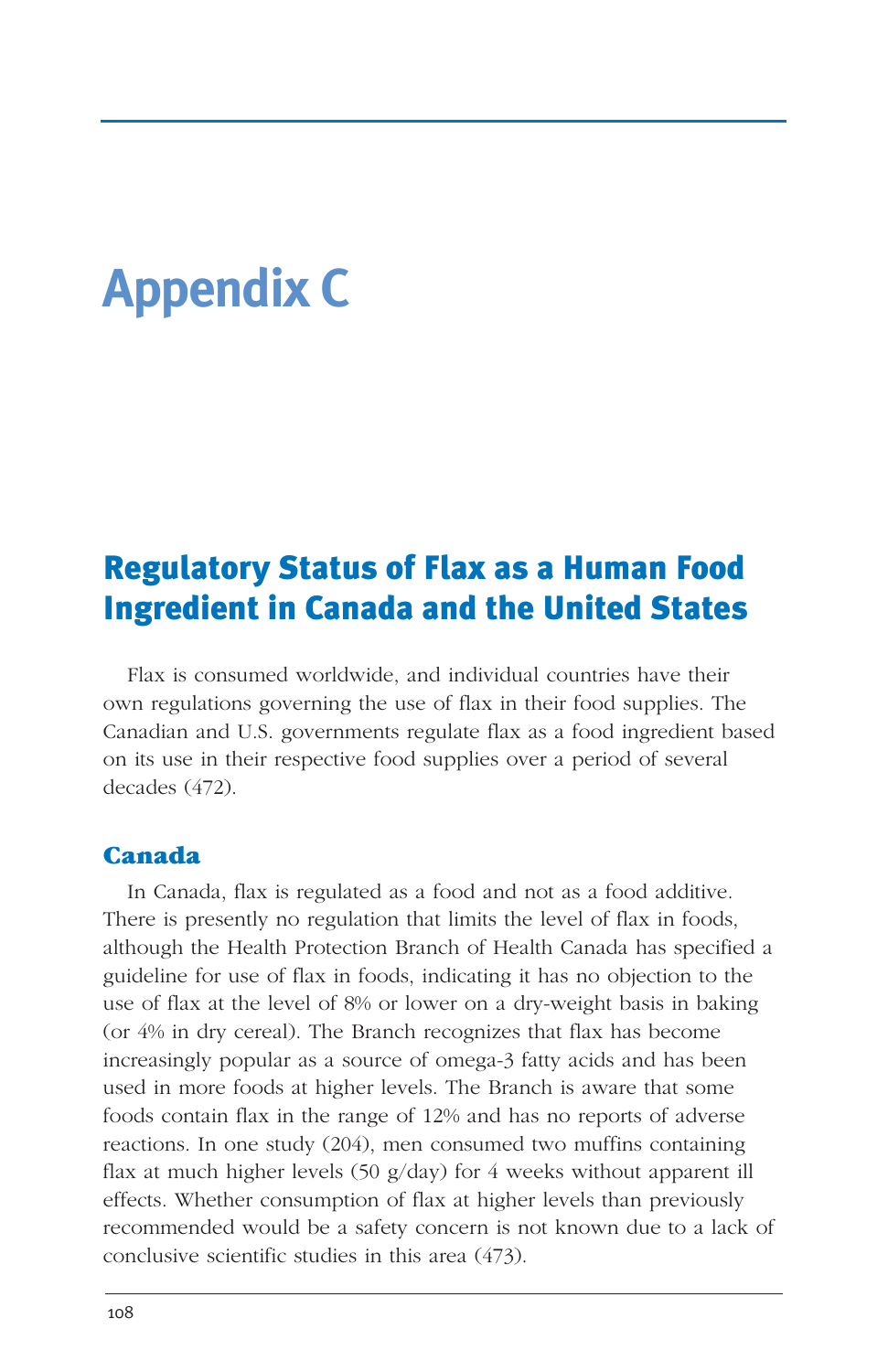# Appendix C

## Regulatory Status of Flax as a Human Food Ingredient in Canada and the United States

Flax is consumed worldwide, and individual countries have their own regulations governing the use of flax in their food supplies. The Canadian and U.S. governments regulate flax as a food ingredient based on its use in their respective food supplies over a period of several decades (472).

### Canada

In Canada, flax is regulated as a food and not as a food additive. There is presently no regulation that limits the level of flax in foods, although the Health Protection Branch of Health Canada has specified a guideline for use of flax in foods, indicating it has no objection to the use of flax at the level of 8% or lower on a dry-weight basis in baking (or 4% in dry cereal). The Branch recognizes that flax has become increasingly popular as a source of omega-3 fatty acids and has been used in more foods at higher levels. The Branch is aware that some foods contain flax in the range of 12% and has no reports of adverse reactions. In one study (204), men consumed two muffins containing flax at much higher levels (50 g/day) for 4 weeks without apparent ill effects. Whether consumption of flax at higher levels than previously recommended would be a safety concern is not known due to a lack of conclusive scientific studies in this area (473).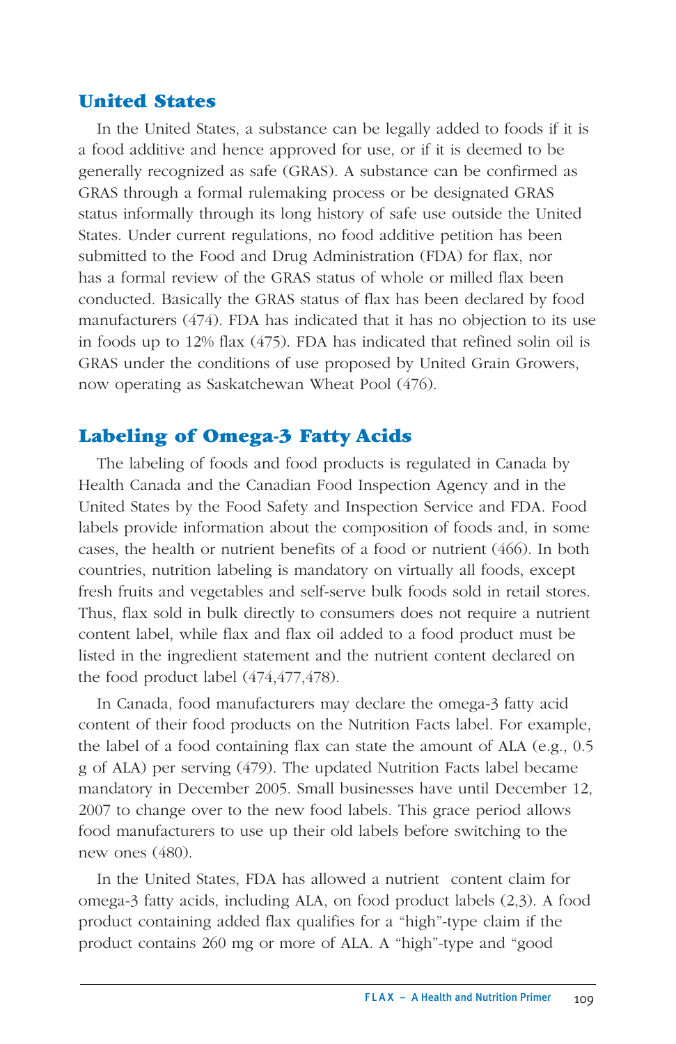## United States

In the United States, a substance can be legally added to foods if it is a food additive and hence approved for use, or if it is deemed to be generally recognized as safe (GRAS). A substance can be confirmed as GRAS through a formal rulemaking process or be designated GRAS status informally through its long history of safe use outside the United States. Under current regulations, no food additive petition has been submitted to the Food and Drug Administration (FDA) for flax, nor has a formal review of the GRAS status of whole or milled flax been conducted. Basically the GRAS status of flax has been declared by food manufacturers (474). FDA has indicated that it has no objection to its use in foods up to 12% flax (475). FDA has indicated that refined solin oil is GRAS under the conditions of use proposed by United Grain Growers, now operating as Saskatchewan Wheat Pool (476).

## Labeling of Omega-3 Fatty Acids

The labeling of foods and food products is regulated in Canada by Health Canada and the Canadian Food Inspection Agency and in the United States by the Food Safety and Inspection Service and FDA. Food labels provide information about the composition of foods and, in some cases, the health or nutrient benefits of a food or nutrient (466). In both countries, nutrition labeling is mandatory on virtually all foods, except fresh fruits and vegetables and self-serve bulk foods sold in retail stores. Thus, flax sold in bulk directly to consumers does not require a nutrient content label, while flax and flax oil added to a food product must be listed in the ingredient statement and the nutrient content declared on the food product label (474,477,478).

In Canada, food manufacturers may declare the omega-3 fatty acid content of their food products on the Nutrition Facts label. For example, the label of a food containing flax can state the amount of ALA (e.g., 0.5 g of ALA) per serving (479). The updated Nutrition Facts label became mandatory in December 2005. Small businesses have until December 12, 2007 to change over to the new food labels. This grace period allows food manufacturers to use up their old labels before switching to the new ones (480).

In the United States, FDA has allowed a nutrient content claim for omega-3 fatty acids, including ALA, on food product labels (2,3). A food product containing added flax qualifies for a "high"-type claim if the product contains 260 mg or more of ALA. A "high"-type and "good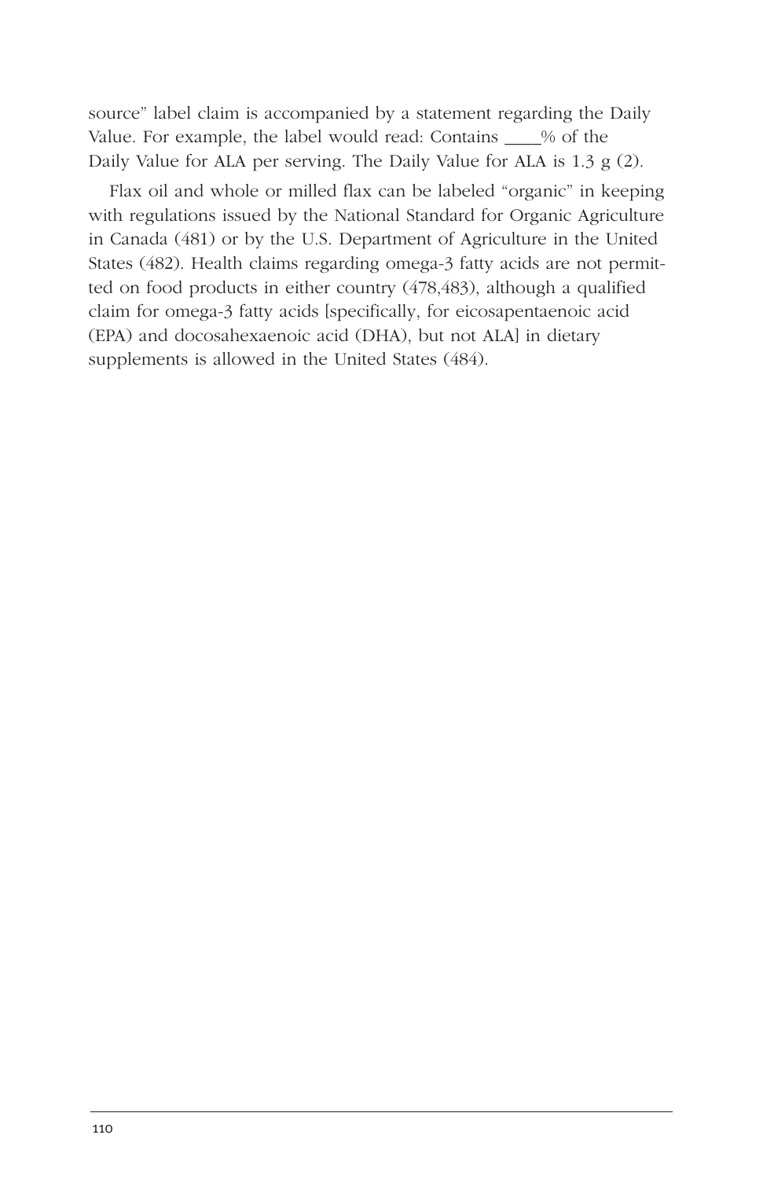source" label claim is accompanied by a statement regarding the Daily Value. For example, the label would read: Contains ____% of the Daily Value for ALA per serving. The Daily Value for ALA is 1.3 g (2).

Flax oil and whole or milled flax can be labeled "organic" in keeping with regulations issued by the National Standard for Organic Agriculture in Canada (481) or by the U.S. Department of Agriculture in the United States (482). Health claims regarding omega-3 fatty acids are not permitted on food products in either country (478,483), although a qualified claim for omega-3 fatty acids [specifically, for eicosapentaenoic acid (EPA) and docosahexaenoic acid (DHA), but not ALA] in dietary supplements is allowed in the United States (484).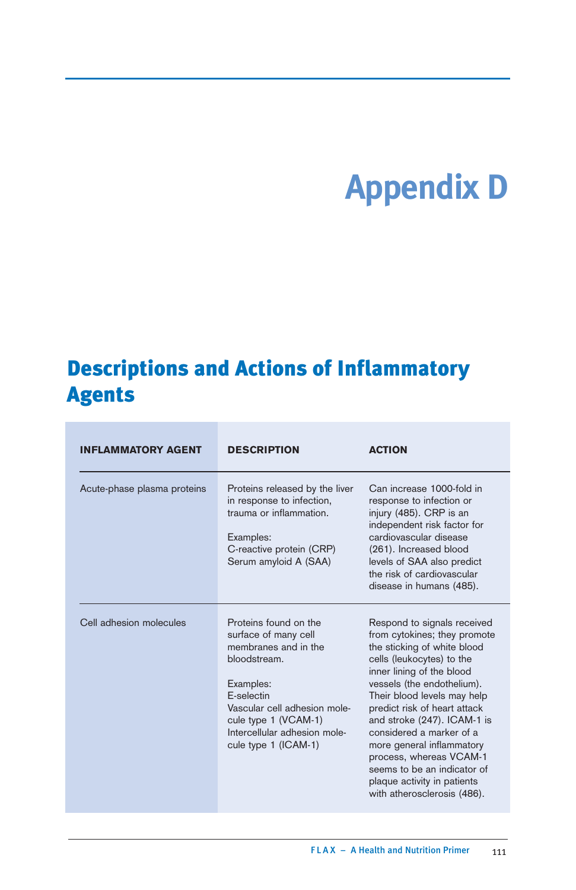# Appendix D

## Descriptions and Actions of Inflammatory Agents

| INFLAMMATORY AGENT | DESCRIPTION | ACTION |
|---|---|---|
| Acute-phase plasma proteins | Proteins released by the liver in response to infection, trauma or inflammation.<br><br>Examples:<br>C-reactive protein (CRP)<br>Serum amyloid A (SAA) | Can increase 1000-fold in response to infection or injury (485). CRP is an independent risk factor for cardiovascular disease (261). Increased blood levels of SAA also predict the risk of cardiovascular disease in humans (485). |
| Cell adhesion molecules | Proteins found on the surface of many cell membranes and in the bloodstream.<br><br>Examples:<br>E-selectin<br>Vascular cell adhesion molecule type 1 (VCAM-1)<br>Intercellular adhesion molecule type 1 (ICAM-1) | Respond to signals received from cytokines; they promote the sticking of white blood cells (leukocytes) to the inner lining of the blood vessels (the endothelium). Their blood levels may help predict risk of heart attack and stroke (247). ICAM-1 is considered a marker of a more general inflammatory process, whereas VCAM-1 seems to be an indicator of plaque activity in patients with atherosclerosis (486). |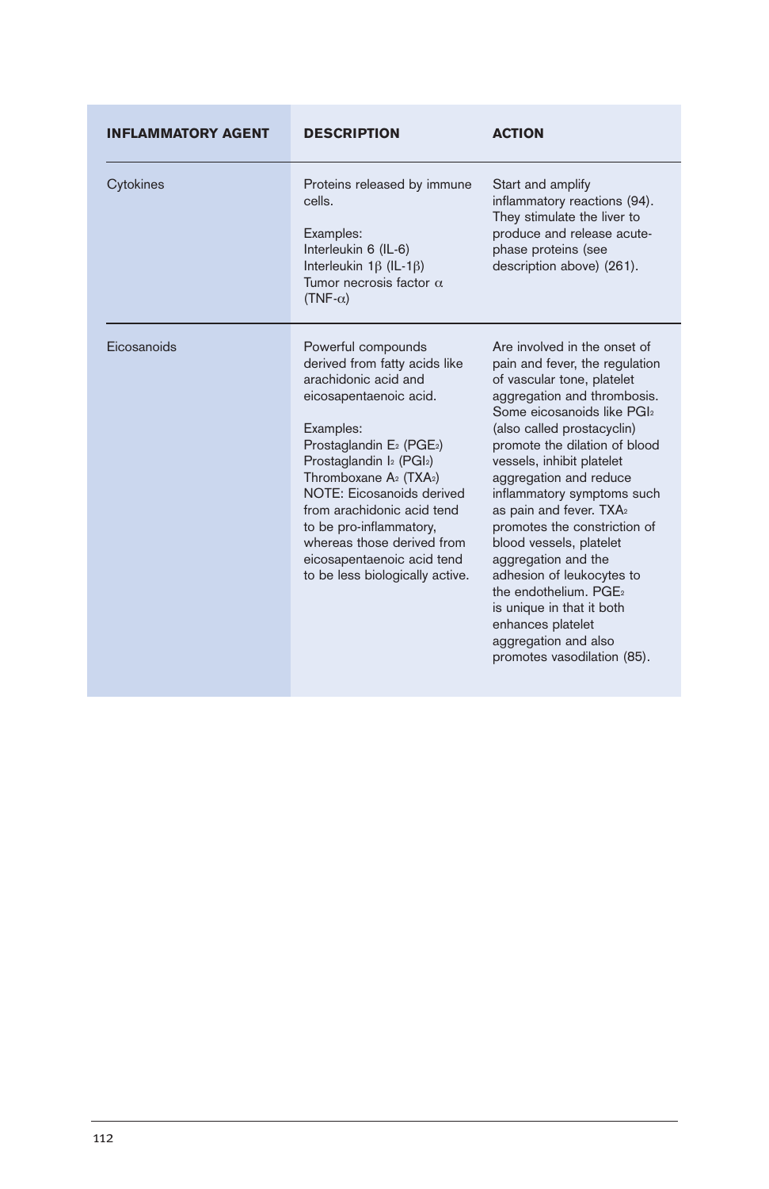| INFLAMMATORY AGENT | DESCRIPTION | ACTION |
|---|---|---|
| Cytokines | Proteins released by immune cells.<br><br>Examples:<br>Interleukin 6 (IL-6)<br>Interleukin 1β (IL-1β)<br>Tumor necrosis factor α (TNF-α) | Start and amplify inflammatory reactions (94). They stimulate the liver to produce and release acute-phase proteins (see description above) (261). |
| Eicosanoids | Powerful compounds derived from fatty acids like arachidonic acid and eicosapentaenoic acid.<br><br>Examples:<br>Prostaglandin $E_2$ ($PGE_2$)<br>Prostaglandin $I_2$ ($PGI_2$)<br>Thromboxane $A_2$ ($TXA_2$)<br>NOTE: Eicosanoids derived from arachidonic acid tend to be pro-inflammatory, whereas those derived from eicosapentaenoic acid tend to be less biologically active. | Are involved in the onset of pain and fever, the regulation of vascular tone, platelet aggregation and thrombosis. Some eicosanoids like $PGI_2$ (also called prostacyclin) promote the dilation of blood vessels, inhibit platelet aggregation and reduce inflammatory symptoms such as pain and fever. $TXA_2$ promotes the constriction of blood vessels, platelet aggregation and the adhesion of leukocytes to the endothelium. $PGE_2$ is unique in that it both enhances platelet aggregation and also promotes vasodilation (85). |